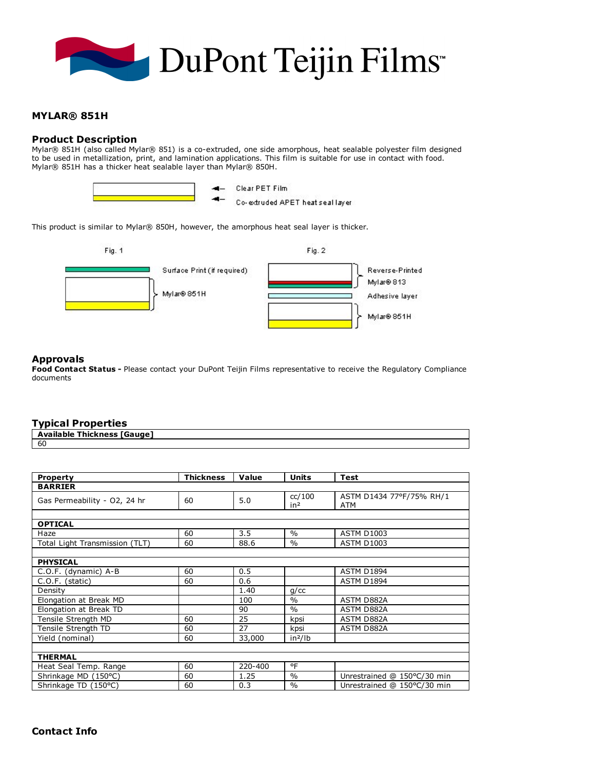DuPont Teijin Films™

## MYLAR® 851H

### Product Description

Mylar® 851H (also called Mylar® 851) is a co-extruded, one side amorphous, heat sealable polyester film designed to be used in metallization, print, and lamination applications. This film is suitable for use in contact with food. Mylar® 851H has a thicker heat sealable layer than Mylar® 850H.

Clear PET Film

Co-extruded APET heat seal layer

This product is similar to Mylar® 850H, however, the amorphous heat seal layer is thicker.

Fig. 1

Surface Print (if required)

Mylar® 851H

Fig. 2

Reverse-Printed Mylar® 813

Adhesive layer

Mylar® 851H

### Approvals

**Food Contact Status -** Please contact your DuPont Teijin Films representative to receive the Regulatory Compliance documents

### Typical Properties

| Available Thickness [Gauge] |
|---|
| 60 |

| Property | Thickness | Value | Units | Test |
|---|---|---|---|---|
| **BARRIER** | | | | |
| Gas Permeability - O2, 24 hr | 60 | 5.0 | cc/100 in² | ASTM D1434 77°F/75% RH/1 ATM |
| | | | | |
| **OPTICAL** | | | | |
| Haze | 60 | 3.5 | % | ASTM D1003 |
| Total Light Transmission (TLT) | 60 | 88.6 | % | ASTM D1003 |
| | | | | |
| **PHYSICAL** | | | | |
| C.O.F. (dynamic) A-B | 60 | 0.5 | | ASTM D1894 |
| C.O.F. (static) | 60 | 0.6 | | ASTM D1894 |
| Density | | 1.40 | g/cc | |
| Elongation at Break MD | | 100 | % | ASTM D882A |
| Elongation at Break TD | | 90 | % | ASTM D882A |
| Tensile Strength MD | 60 | 25 | kpsi | ASTM D882A |
| Tensile Strength TD | 60 | 27 | kpsi | ASTM D882A |
| Yield (nominal) | 60 | 33,000 | in²/lb | |
| | | | | |
| **THERMAL** | | | | |
| Heat Seal Temp. Range | 60 | 220-400 | °F | |
| Shrinkage MD (150°C) | 60 | 1.25 | % | Unrestrained @ 150°C/30 min |
| Shrinkage TD (150°C) | 60 | 0.3 | % | Unrestrained @ 150°C/30 min |

### Contact Info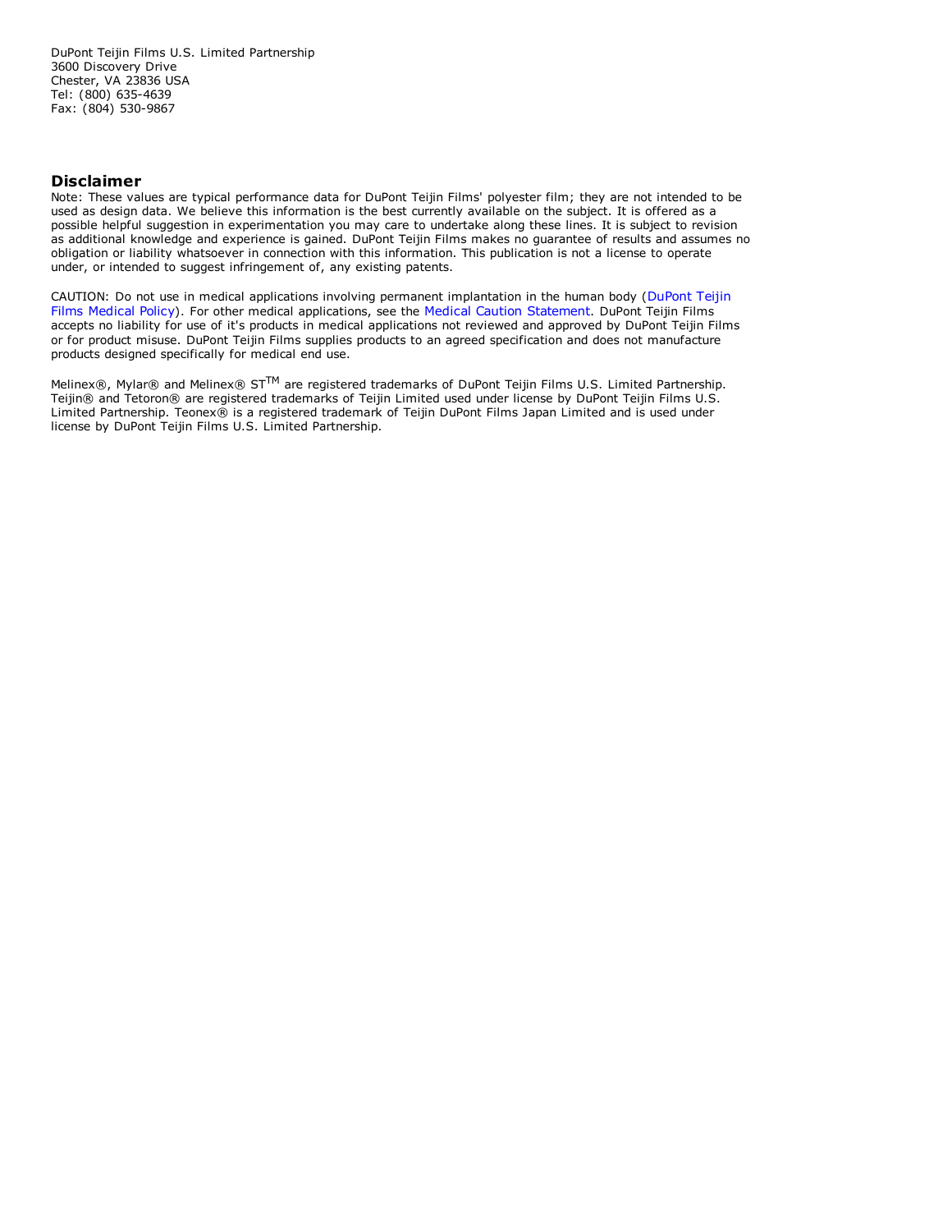DuPont Teijin Films U.S. Limited Partnership
3600 Discovery Drive
Chester, VA 23836 USA
Tel: (800) 635-4639
Fax: (804) 530-9867

## Disclaimer

Note: These values are typical performance data for DuPont Teijin Films' polyester film; they are not intended to be used as design data. We believe this information is the best currently available on the subject. It is offered as a possible helpful suggestion in experimentation you may care to undertake along these lines. It is subject to revision as additional knowledge and experience is gained. DuPont Teijin Films makes no guarantee of results and assumes no obligation or liability whatsoever in connection with this information. This publication is not a license to operate under, or intended to suggest infringement of, any existing patents.

CAUTION: Do not use in medical applications involving permanent implantation in the human body (DuPont Teijin Films Medical Policy). For other medical applications, see the Medical Caution Statement. DuPont Teijin Films accepts no liability for use of it's products in medical applications not reviewed and approved by DuPont Teijin Films or for product misuse. DuPont Teijin Films supplies products to an agreed specification and does not manufacture products designed specifically for medical end use.

Melinex®, Mylar® and Melinex® ST™ are registered trademarks of DuPont Teijin Films U.S. Limited Partnership. Teijin® and Tetoron® are registered trademarks of Teijin Limited used under license by DuPont Teijin Films U.S. Limited Partnership. Teonex® is a registered trademark of Teijin DuPont Films Japan Limited and is used under license by DuPont Teijin Films U.S. Limited Partnership.